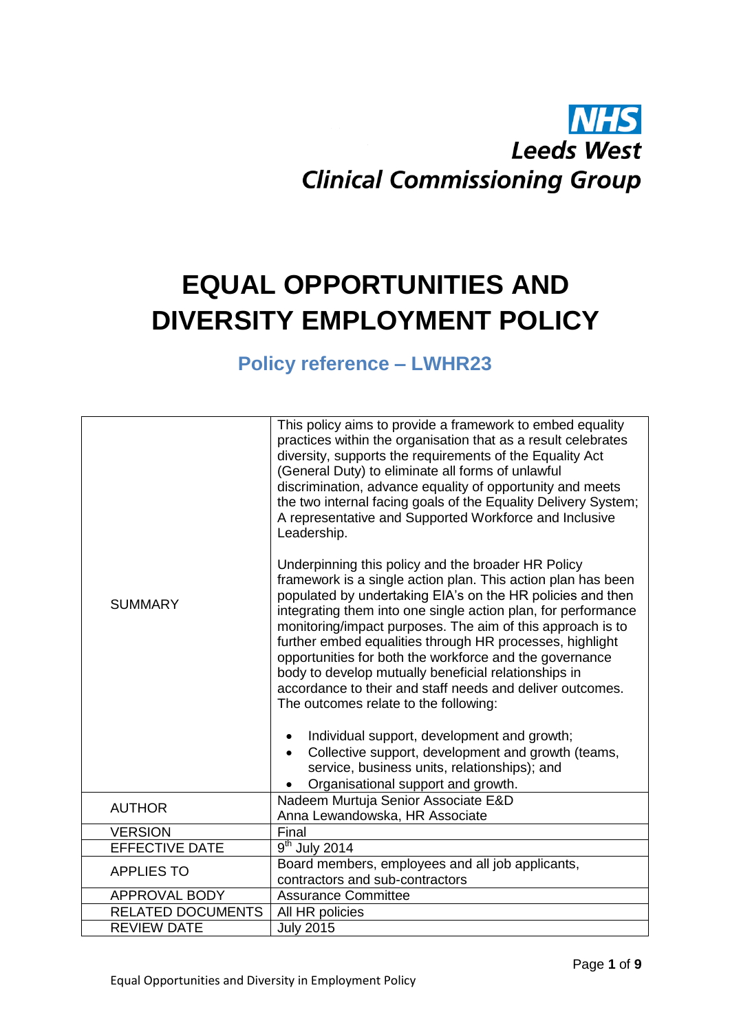NHS
Leeds West
Clinical Commissioning Group

# EQUAL OPPORTUNITIES AND DIVERSITY EMPLOYMENT POLICY

## Policy reference – LWHR23

| | |
|---|---|
| SUMMARY | This policy aims to provide a framework to embed equality practices within the organisation that as a result celebrates diversity, supports the requirements of the Equality Act (General Duty) to eliminate all forms of unlawful discrimination, advance equality of opportunity and meets the two internal facing goals of the Equality Delivery System; A representative and Supported Workforce and Inclusive Leadership.<br><br>Underpinning this policy and the broader HR Policy framework is a single action plan. This action plan has been populated by undertaking EIA's on the HR policies and then integrating them into one single action plan, for performance monitoring/impact purposes. The aim of this approach is to further embed equalities through HR processes, highlight opportunities for both the workforce and the governance body to develop mutually beneficial relationships in accordance to their and staff needs and deliver outcomes. The outcomes relate to the following:<br><br>• Individual support, development and growth;<br>• Collective support, development and growth (teams, service, business units, relationships); and<br>• Organisational support and growth. |
| AUTHOR | Nadeem Murtuja Senior Associate E&D<br>Anna Lewandowska, HR Associate |
| VERSION | Final |
| EFFECTIVE DATE | 9th July 2014 |
| APPLIES TO | Board members, employees and all job applicants, contractors and sub-contractors |
| APPROVAL BODY | Assurance Committee |
| RELATED DOCUMENTS | All HR policies |
| REVIEW DATE | July 2015 |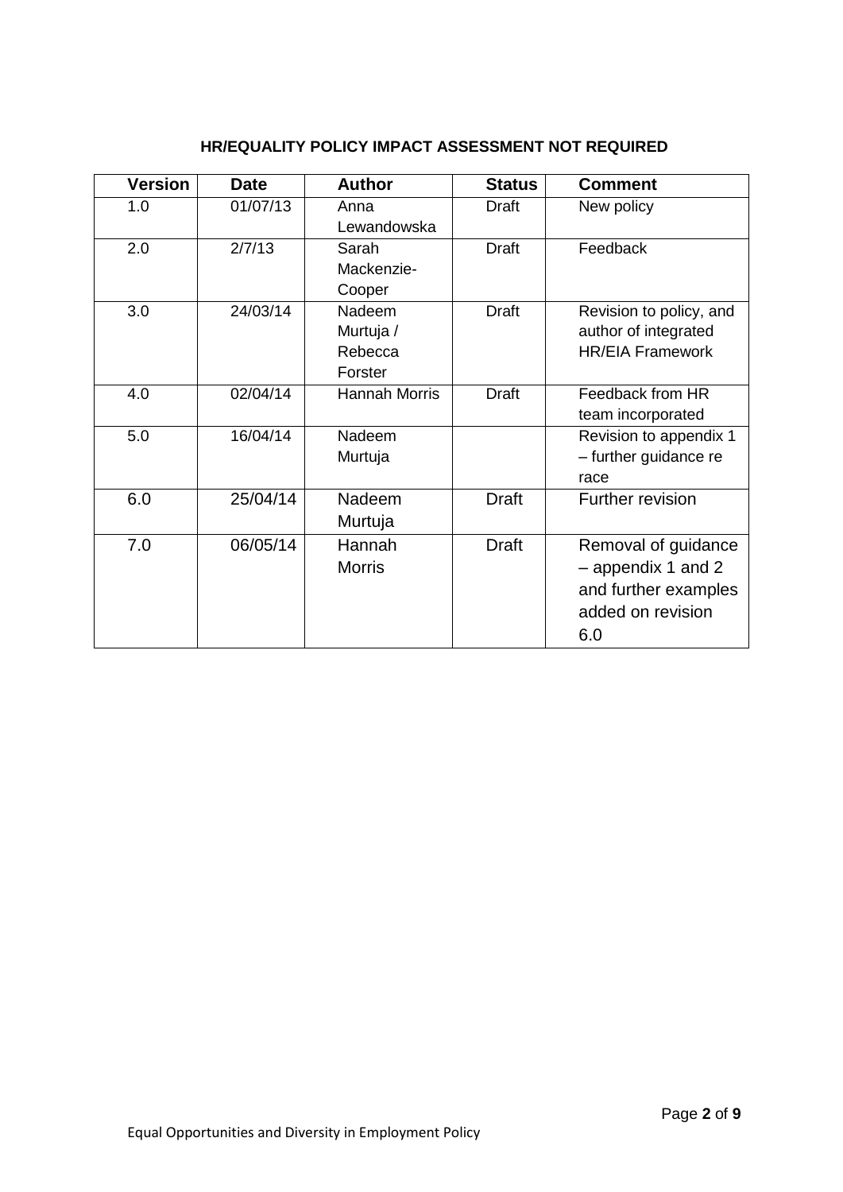**HR/EQUALITY POLICY IMPACT ASSESSMENT NOT REQUIRED**

| Version | Date | Author | Status | Comment |
|---|---|---|---|---|
| 1.0 | 01/07/13 | Anna Lewandowska | Draft | New policy |
| 2.0 | 2/7/13 | Sarah Mackenzie-Cooper | Draft | Feedback |
| 3.0 | 24/03/14 | Nadeem Murtuja / Rebecca Forster | Draft | Revision to policy, and author of integrated HR/EIA Framework |
| 4.0 | 02/04/14 | Hannah Morris | Draft | Feedback from HR team incorporated |
| 5.0 | 16/04/14 | Nadeem Murtuja | | Revision to appendix 1 – further guidance re race |
| 6.0 | 25/04/14 | Nadeem Murtuja | Draft | Further revision |
| 7.0 | 06/05/14 | Hannah Morris | Draft | Removal of guidance – appendix 1 and 2 and further examples added on revision 6.0 |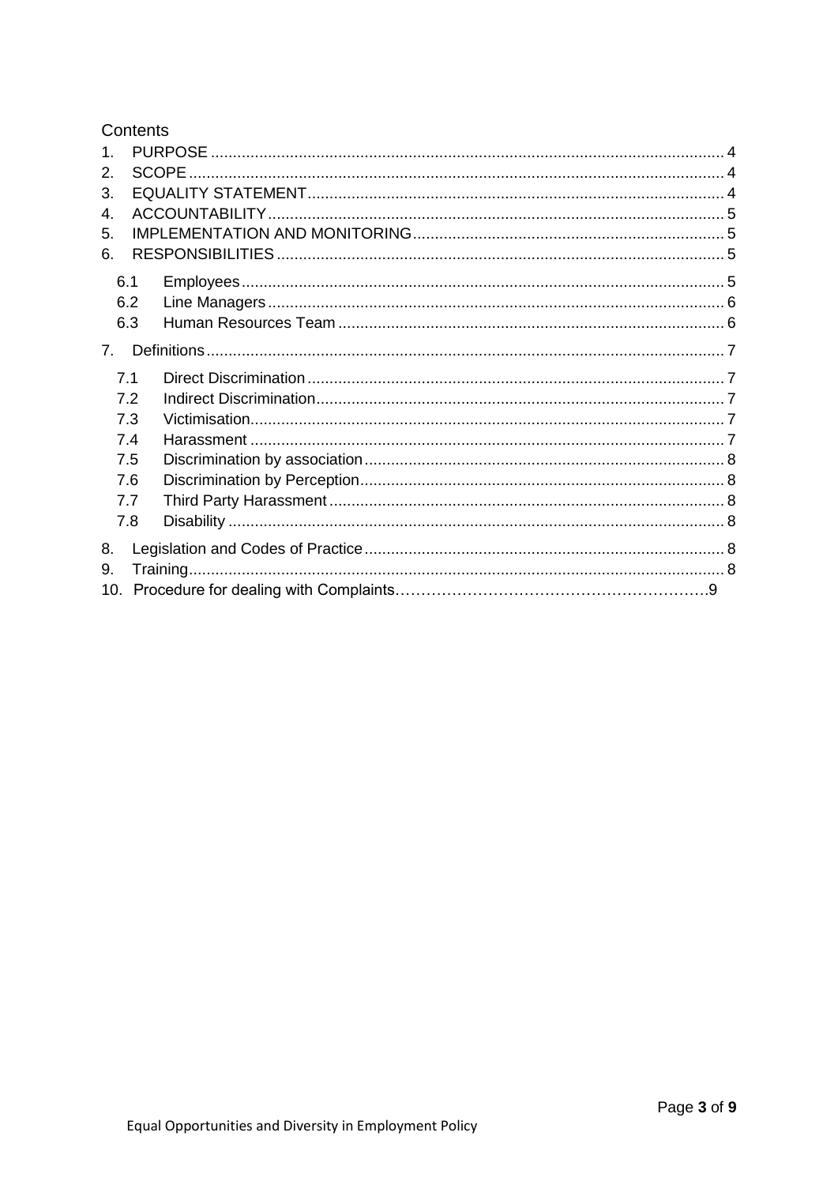Contents

1. PURPOSE ..... 4
2. SCOPE ..... 4
3. EQUALITY STATEMENT ..... 4
4. ACCOUNTABILITY ..... 5
5. IMPLEMENTATION AND MONITORING ..... 5
6. RESPONSIBILITIES ..... 5
   - 6.1 Employees ..... 5
   - 6.2 Line Managers ..... 6
   - 6.3 Human Resources Team ..... 6
7. Definitions ..... 7
   - 7.1 Direct Discrimination ..... 7
   - 7.2 Indirect Discrimination ..... 7
   - 7.3 Victimisation ..... 7
   - 7.4 Harassment ..... 7
   - 7.5 Discrimination by association ..... 8
   - 7.6 Discrimination by Perception ..... 8
   - 7.7 Third Party Harassment ..... 8
   - 7.8 Disability ..... 8
8. Legislation and Codes of Practice ..... 8
9. Training ..... 8
10. Procedure for dealing with Complaints ..... 9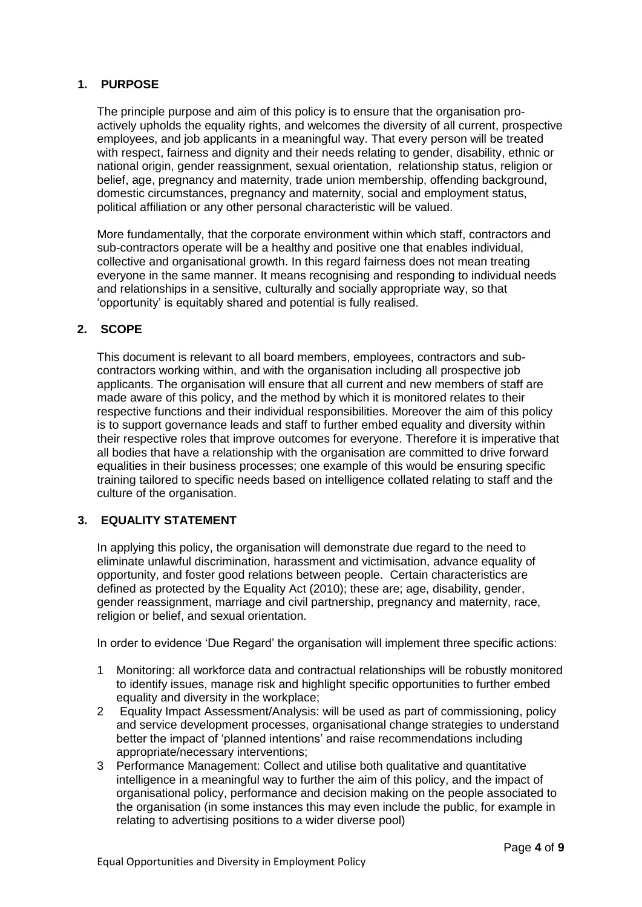## 1. PURPOSE

The principle purpose and aim of this policy is to ensure that the organisation pro-actively upholds the equality rights, and welcomes the diversity of all current, prospective employees, and job applicants in a meaningful way. That every person will be treated with respect, fairness and dignity and their needs relating to gender, disability, ethnic or national origin, gender reassignment, sexual orientation, relationship status, religion or belief, age, pregnancy and maternity, trade union membership, offending background, domestic circumstances, pregnancy and maternity, social and employment status, political affiliation or any other personal characteristic will be valued.

More fundamentally, that the corporate environment within which staff, contractors and sub-contractors operate will be a healthy and positive one that enables individual, collective and organisational growth. In this regard fairness does not mean treating everyone in the same manner. It means recognising and responding to individual needs and relationships in a sensitive, culturally and socially appropriate way, so that 'opportunity' is equitably shared and potential is fully realised.

## 2. SCOPE

This document is relevant to all board members, employees, contractors and sub-contractors working within, and with the organisation including all prospective job applicants. The organisation will ensure that all current and new members of staff are made aware of this policy, and the method by which it is monitored relates to their respective functions and their individual responsibilities. Moreover the aim of this policy is to support governance leads and staff to further embed equality and diversity within their respective roles that improve outcomes for everyone. Therefore it is imperative that all bodies that have a relationship with the organisation are committed to drive forward equalities in their business processes; one example of this would be ensuring specific training tailored to specific needs based on intelligence collated relating to staff and the culture of the organisation.

## 3. EQUALITY STATEMENT

In applying this policy, the organisation will demonstrate due regard to the need to eliminate unlawful discrimination, harassment and victimisation, advance equality of opportunity, and foster good relations between people. Certain characteristics are defined as protected by the Equality Act (2010); these are; age, disability, gender, gender reassignment, marriage and civil partnership, pregnancy and maternity, race, religion or belief, and sexual orientation.

In order to evidence 'Due Regard' the organisation will implement three specific actions:

1. Monitoring: all workforce data and contractual relationships will be robustly monitored to identify issues, manage risk and highlight specific opportunities to further embed equality and diversity in the workplace;
2. Equality Impact Assessment/Analysis: will be used as part of commissioning, policy and service development processes, organisational change strategies to understand better the impact of 'planned intentions' and raise recommendations including appropriate/necessary interventions;
3. Performance Management: Collect and utilise both qualitative and quantitative intelligence in a meaningful way to further the aim of this policy, and the impact of organisational policy, performance and decision making on the people associated to the organisation (in some instances this may even include the public, for example in relating to advertising positions to a wider diverse pool)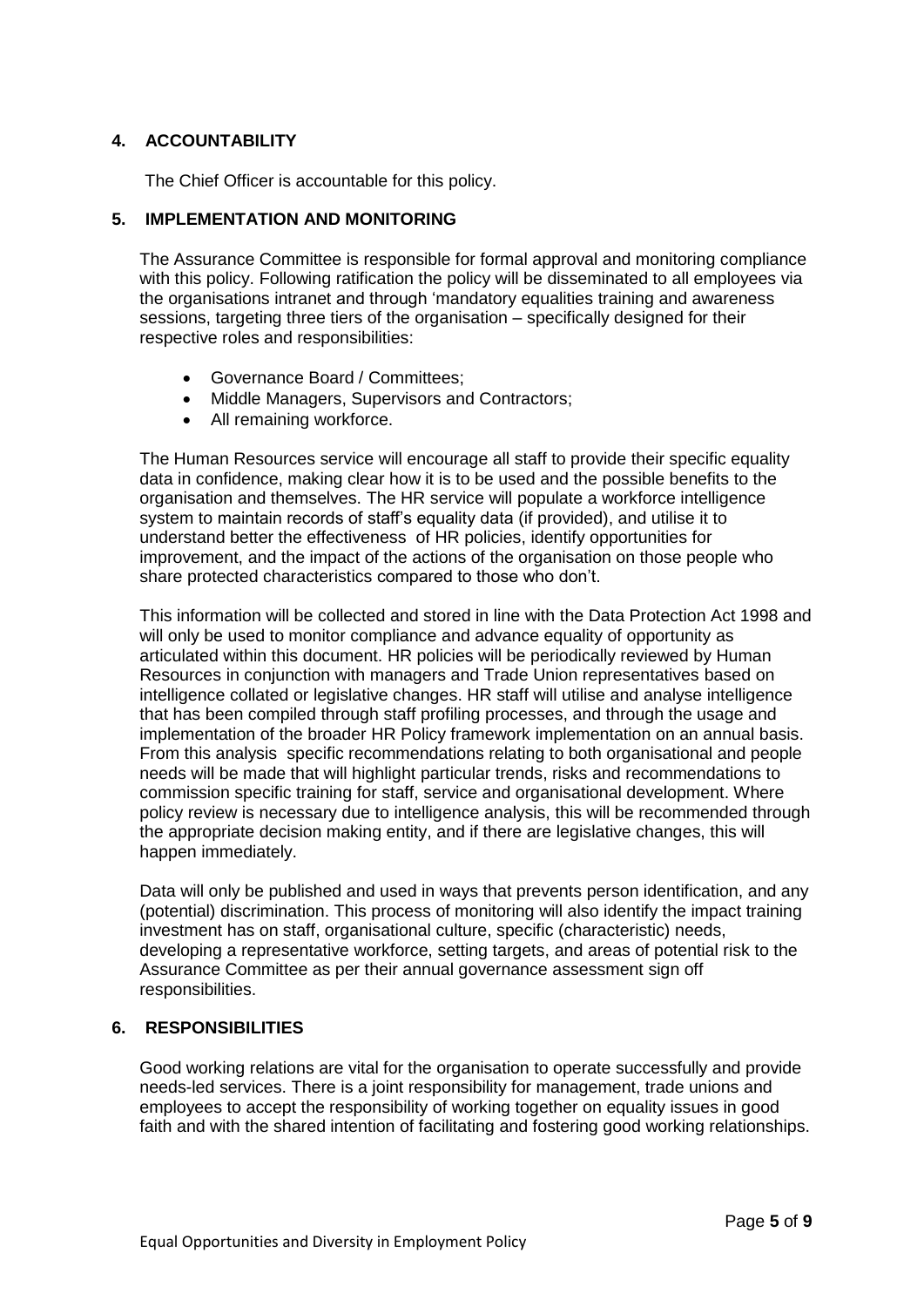## 4. ACCOUNTABILITY

The Chief Officer is accountable for this policy.

## 5. IMPLEMENTATION AND MONITORING

The Assurance Committee is responsible for formal approval and monitoring compliance with this policy. Following ratification the policy will be disseminated to all employees via the organisations intranet and through 'mandatory equalities training and awareness sessions, targeting three tiers of the organisation – specifically designed for their respective roles and responsibilities:

- Governance Board / Committees;
- Middle Managers, Supervisors and Contractors;
- All remaining workforce.

The Human Resources service will encourage all staff to provide their specific equality data in confidence, making clear how it is to be used and the possible benefits to the organisation and themselves. The HR service will populate a workforce intelligence system to maintain records of staff's equality data (if provided), and utilise it to understand better the effectiveness of HR policies, identify opportunities for improvement, and the impact of the actions of the organisation on those people who share protected characteristics compared to those who don't.

This information will be collected and stored in line with the Data Protection Act 1998 and will only be used to monitor compliance and advance equality of opportunity as articulated within this document. HR policies will be periodically reviewed by Human Resources in conjunction with managers and Trade Union representatives based on intelligence collated or legislative changes. HR staff will utilise and analyse intelligence that has been compiled through staff profiling processes, and through the usage and implementation of the broader HR Policy framework implementation on an annual basis. From this analysis specific recommendations relating to both organisational and people needs will be made that will highlight particular trends, risks and recommendations to commission specific training for staff, service and organisational development. Where policy review is necessary due to intelligence analysis, this will be recommended through the appropriate decision making entity, and if there are legislative changes, this will happen immediately.

Data will only be published and used in ways that prevents person identification, and any (potential) discrimination. This process of monitoring will also identify the impact training investment has on staff, organisational culture, specific (characteristic) needs, developing a representative workforce, setting targets, and areas of potential risk to the Assurance Committee as per their annual governance assessment sign off responsibilities.

## 6. RESPONSIBILITIES

Good working relations are vital for the organisation to operate successfully and provide needs-led services. There is a joint responsibility for management, trade unions and employees to accept the responsibility of working together on equality issues in good faith and with the shared intention of facilitating and fostering good working relationships.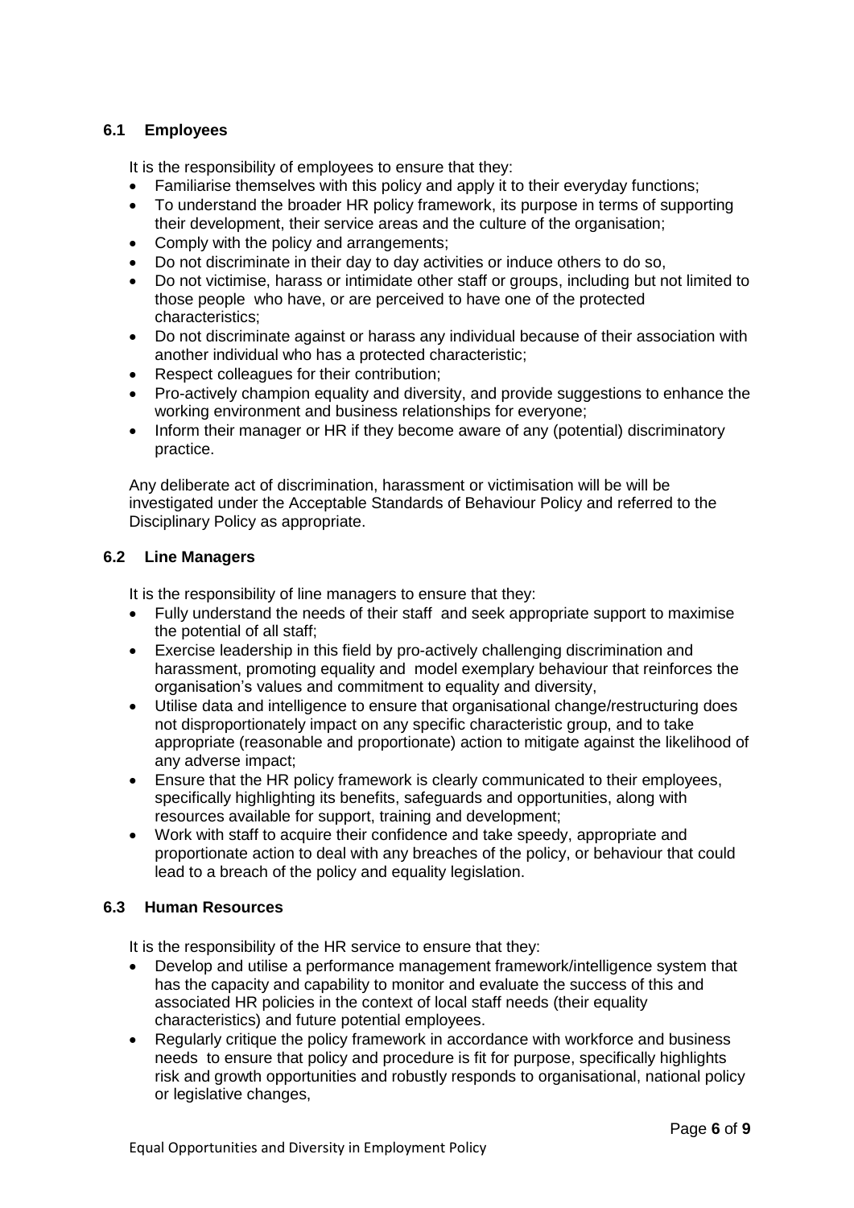### 6.1 Employees

It is the responsibility of employees to ensure that they:

- Familiarise themselves with this policy and apply it to their everyday functions;
- To understand the broader HR policy framework, its purpose in terms of supporting their development, their service areas and the culture of the organisation;
- Comply with the policy and arrangements;
- Do not discriminate in their day to day activities or induce others to do so,
- Do not victimise, harass or intimidate other staff or groups, including but not limited to those people who have, or are perceived to have one of the protected characteristics;
- Do not discriminate against or harass any individual because of their association with another individual who has a protected characteristic;
- Respect colleagues for their contribution;
- Pro-actively champion equality and diversity, and provide suggestions to enhance the working environment and business relationships for everyone;
- Inform their manager or HR if they become aware of any (potential) discriminatory practice.

Any deliberate act of discrimination, harassment or victimisation will be will be investigated under the Acceptable Standards of Behaviour Policy and referred to the Disciplinary Policy as appropriate.

### 6.2 Line Managers

It is the responsibility of line managers to ensure that they:

- Fully understand the needs of their staff and seek appropriate support to maximise the potential of all staff;
- Exercise leadership in this field by pro-actively challenging discrimination and harassment, promoting equality and model exemplary behaviour that reinforces the organisation's values and commitment to equality and diversity,
- Utilise data and intelligence to ensure that organisational change/restructuring does not disproportionately impact on any specific characteristic group, and to take appropriate (reasonable and proportionate) action to mitigate against the likelihood of any adverse impact;
- Ensure that the HR policy framework is clearly communicated to their employees, specifically highlighting its benefits, safeguards and opportunities, along with resources available for support, training and development;
- Work with staff to acquire their confidence and take speedy, appropriate and proportionate action to deal with any breaches of the policy, or behaviour that could lead to a breach of the policy and equality legislation.

### 6.3 Human Resources

It is the responsibility of the HR service to ensure that they:

- Develop and utilise a performance management framework/intelligence system that has the capacity and capability to monitor and evaluate the success of this and associated HR policies in the context of local staff needs (their equality characteristics) and future potential employees.
- Regularly critique the policy framework in accordance with workforce and business needs to ensure that policy and procedure is fit for purpose, specifically highlights risk and growth opportunities and robustly responds to organisational, national policy or legislative changes,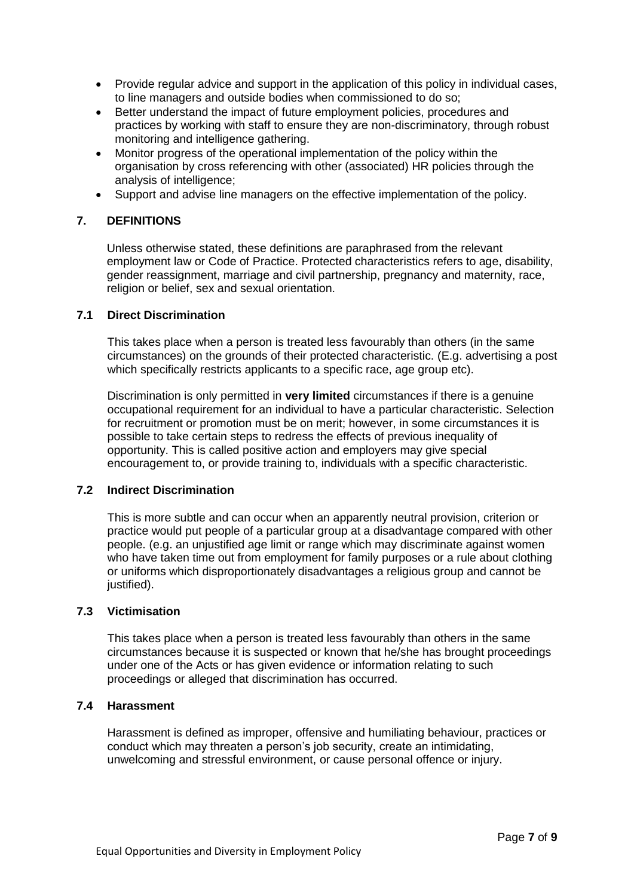- Provide regular advice and support in the application of this policy in individual cases, to line managers and outside bodies when commissioned to do so;
- Better understand the impact of future employment policies, procedures and practices by working with staff to ensure they are non-discriminatory, through robust monitoring and intelligence gathering.
- Monitor progress of the operational implementation of the policy within the organisation by cross referencing with other (associated) HR policies through the analysis of intelligence;
- Support and advise line managers on the effective implementation of the policy.

## 7. DEFINITIONS

Unless otherwise stated, these definitions are paraphrased from the relevant employment law or Code of Practice. Protected characteristics refers to age, disability, gender reassignment, marriage and civil partnership, pregnancy and maternity, race, religion or belief, sex and sexual orientation.

### 7.1 Direct Discrimination

This takes place when a person is treated less favourably than others (in the same circumstances) on the grounds of their protected characteristic. (E.g. advertising a post which specifically restricts applicants to a specific race, age group etc).

Discrimination is only permitted in **very limited** circumstances if there is a genuine occupational requirement for an individual to have a particular characteristic. Selection for recruitment or promotion must be on merit; however, in some circumstances it is possible to take certain steps to redress the effects of previous inequality of opportunity. This is called positive action and employers may give special encouragement to, or provide training to, individuals with a specific characteristic.

### 7.2 Indirect Discrimination

This is more subtle and can occur when an apparently neutral provision, criterion or practice would put people of a particular group at a disadvantage compared with other people. (e.g. an unjustified age limit or range which may discriminate against women who have taken time out from employment for family purposes or a rule about clothing or uniforms which disproportionately disadvantages a religious group and cannot be justified).

### 7.3 Victimisation

This takes place when a person is treated less favourably than others in the same circumstances because it is suspected or known that he/she has brought proceedings under one of the Acts or has given evidence or information relating to such proceedings or alleged that discrimination has occurred.

### 7.4 Harassment

Harassment is defined as improper, offensive and humiliating behaviour, practices or conduct which may threaten a person's job security, create an intimidating, unwelcoming and stressful environment, or cause personal offence or injury.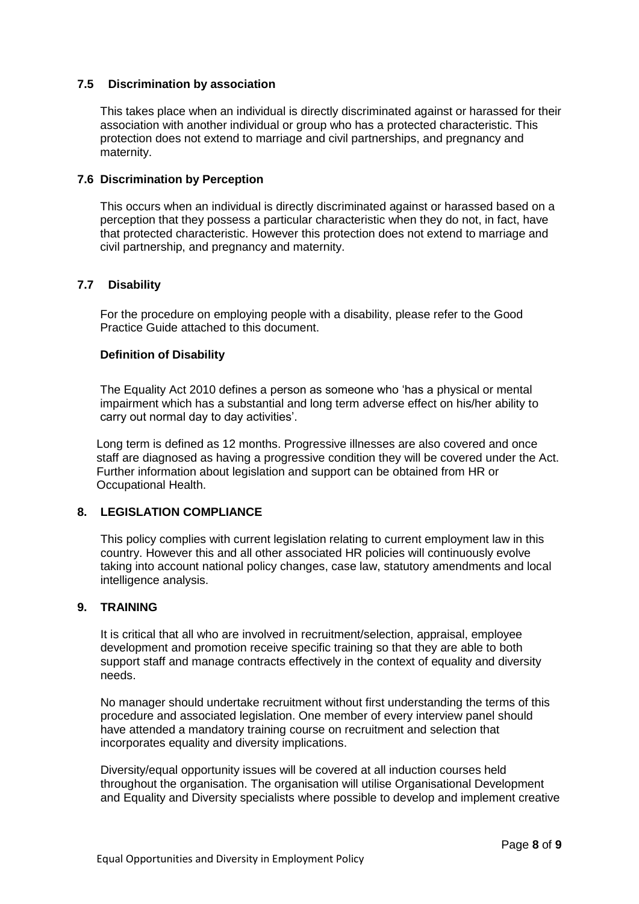### 7.5 Discrimination by association

This takes place when an individual is directly discriminated against or harassed for their association with another individual or group who has a protected characteristic. This protection does not extend to marriage and civil partnerships, and pregnancy and maternity.

### 7.6 Discrimination by Perception

This occurs when an individual is directly discriminated against or harassed based on a perception that they possess a particular characteristic when they do not, in fact, have that protected characteristic. However this protection does not extend to marriage and civil partnership, and pregnancy and maternity.

### 7.7 Disability

For the procedure on employing people with a disability, please refer to the Good Practice Guide attached to this document.

**Definition of Disability**

The Equality Act 2010 defines a person as someone who 'has a physical or mental impairment which has a substantial and long term adverse effect on his/her ability to carry out normal day to day activities'.

Long term is defined as 12 months. Progressive illnesses are also covered and once staff are diagnosed as having a progressive condition they will be covered under the Act. Further information about legislation and support can be obtained from HR or Occupational Health.

## 8. LEGISLATION COMPLIANCE

This policy complies with current legislation relating to current employment law in this country. However this and all other associated HR policies will continuously evolve taking into account national policy changes, case law, statutory amendments and local intelligence analysis.

## 9. TRAINING

It is critical that all who are involved in recruitment/selection, appraisal, employee development and promotion receive specific training so that they are able to both support staff and manage contracts effectively in the context of equality and diversity needs.

No manager should undertake recruitment without first understanding the terms of this procedure and associated legislation. One member of every interview panel should have attended a mandatory training course on recruitment and selection that incorporates equality and diversity implications.

Diversity/equal opportunity issues will be covered at all induction courses held throughout the organisation. The organisation will utilise Organisational Development and Equality and Diversity specialists where possible to develop and implement creative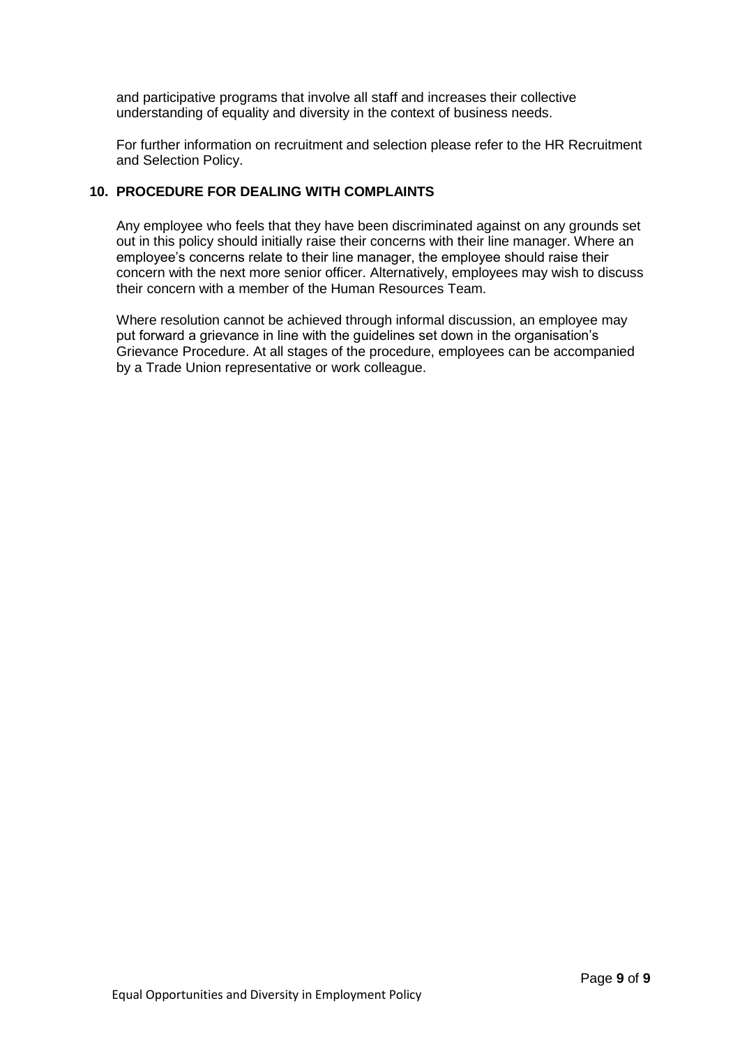and participative programs that involve all staff and increases their collective understanding of equality and diversity in the context of business needs.

For further information on recruitment and selection please refer to the HR Recruitment and Selection Policy.

## 10. PROCEDURE FOR DEALING WITH COMPLAINTS

Any employee who feels that they have been discriminated against on any grounds set out in this policy should initially raise their concerns with their line manager. Where an employee's concerns relate to their line manager, the employee should raise their concern with the next more senior officer. Alternatively, employees may wish to discuss their concern with a member of the Human Resources Team.

Where resolution cannot be achieved through informal discussion, an employee may put forward a grievance in line with the guidelines set down in the organisation's Grievance Procedure. At all stages of the procedure, employees can be accompanied by a Trade Union representative or work colleague.